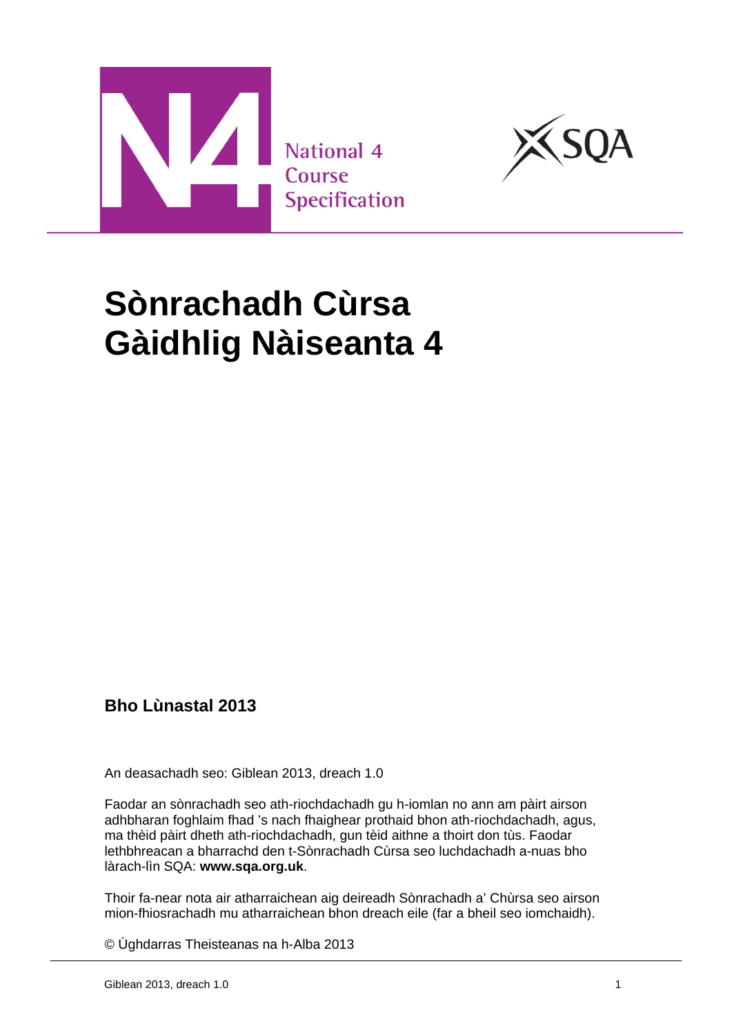National 4
Course
Specification

# Sònrachadh Cùrsa Gàidhlig Nàiseanta 4

### Bho Lùnastal 2013

An deasachadh seo: Giblean 2013, dreach 1.0

Faodar an sònrachadh seo ath-riochdachadh gu h-iomlan no ann am pàirt airson adhbharan foghlaim fhad 's nach fhaighear prothaid bhon ath-riochdachadh, agus, ma thèid pàirt dheth ath-riochdachadh, gun tèid aithne a thoirt don tùs. Faodar lethbhreacan a bharrachd den t-Sònrachadh Cùrsa seo luchdachadh a-nuas bho làrach-lìn SQA: **www.sqa.org.uk**.

Thoir fa-near nota air atharraichean aig deireadh Sònrachadh a' Chùrsa seo airson mion-fhiosrachadh mu atharraichean bhon dreach eile (far a bheil seo iomchaidh).

© Ùghdarras Theisteanas na h-Alba 2013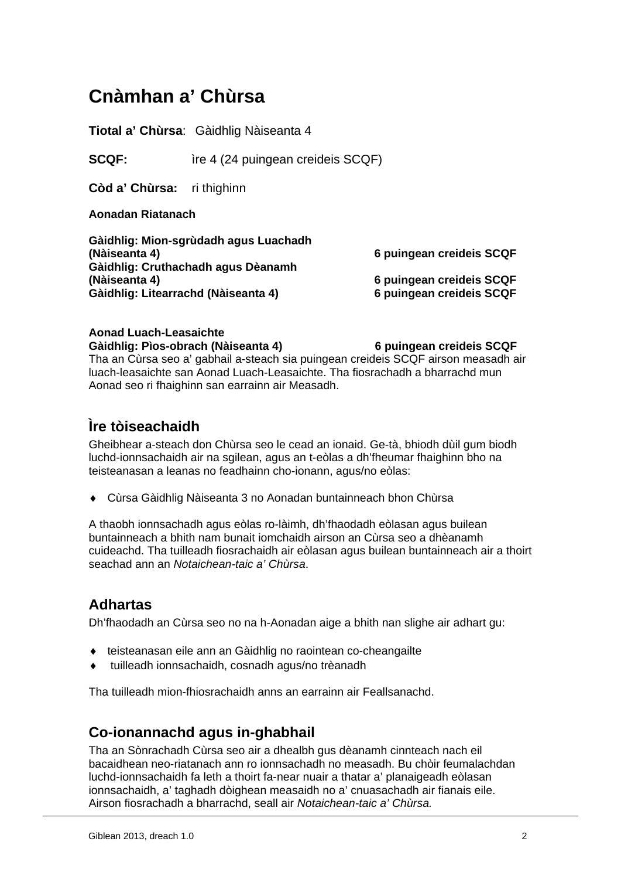# Cnàmhan a' Chùrsa

**Tiotal a' Chùrsa**: Gàidhlig Nàiseanta 4

**SCQF:** Ìre 4 (24 puingean creideis SCQF)

**Còd a' Chùrsa:** ri thighinn

**Aonadan Riatanach**

| | |
|---|---|
| **Gàidhlig: Mion-sgrùdadh agus Luachadh (Nàiseanta 4)** | **6 puingean creideis SCQF** |
| **Gàidhlig: Cruthachadh agus Dèanamh (Nàiseanta 4)** | **6 puingean creideis SCQF** |
| **Gàidhlig: Litearrachd (Nàiseanta 4)** | **6 puingean creideis SCQF** |

**Aonad Luach-Leasaichte**

**Gàidhlig: Pìos-obrach (Nàiseanta 4)** **6 puingean creideis SCQF**

Tha an Cùrsa seo a' gabhail a-steach sia puingean creideis SCQF airson measadh air luach-leasaichte san Aonad Luach-Leasaichte. Tha fiosrachadh a bharrachd mun Aonad seo ri fhaighinn san earrainn air Measadh.

## Ìre tòiseachaidh

Gheibhear a-steach don Chùrsa seo le cead an ionaid. Ge-tà, bhiodh dùil gum biodh luchd-ionnsachaidh air na sgilean, agus an t-eòlas a dh'fheumar fhaighinn bho na teisteanasan a leanas no feadhainn cho-ionann, agus/no eòlas:

- Cùrsa Gàidhlig Nàiseanta 3 no Aonadan buntainneach bhon Chùrsa

A thaobh ionnsachadh agus eòlas ro-làimh, dh'fhaodadh eòlasan agus builean buntainneach a bhith nam bunait iomchaidh airson an Cùrsa seo a dhèanamh cuideachd. Tha tuilleadh fiosrachaidh air eòlasan agus builean buntainneach air a thoirt seachad ann an *Notaichean-taic a' Chùrsa*.

## Adhartas

Dh'fhaodadh an Cùrsa seo no na h-Aonadan aige a bhith nan slighe air adhart gu:

- teisteanasan eile ann an Gàidhlig no raointean co-cheangailte
- tuilleadh ionnsachaidh, cosnadh agus/no trèanadh

Tha tuilleadh mion-fhiosrachaidh anns an earrainn air Feallsanachd.

## Co-ionannachd agus in-ghabhail

Tha an Sònrachadh Cùrsa seo air a dhealbh gus dèanamh cinnteach nach eil bacaidhean neo-riatanach ann ro ionnsachadh no measadh. Bu chòir feumalachdan luchd-ionnsachaidh fa leth a thoirt fa-near nuair a thatar a' planaigeadh eòlasan ionnsachaidh, a' taghadh dòighean measaidh no a' cnuasachadh air fianais eile. Airson fiosrachadh a bharrachd, seall air *Notaichean-taic a' Chùrsa.*

Giblean 2013, dreach 1.0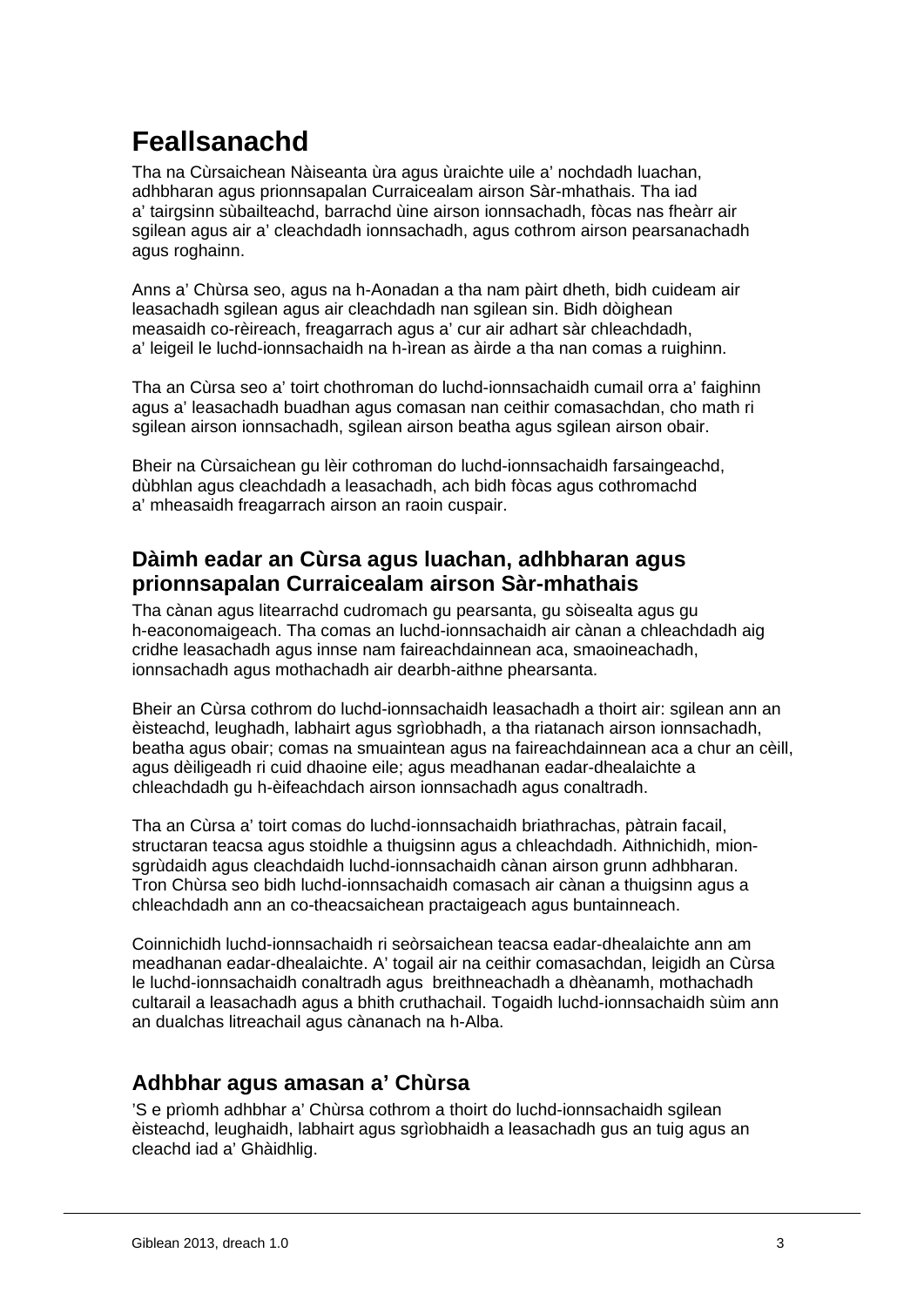# Feallsanachd

Tha na Cùrsaichean Nàiseanta ùra agus ùraichte uile a' nochdadh luachan, adhbharan agus prionnsapalan Curraicealam airson Sàr-mhathais. Tha iad a' tairgsinn sùbailteachd, barrachd ùine airson ionnsachadh, fòcas nas fheàrr air sgilean agus air a' cleachdadh ionnsachadh, agus cothrom airson pearsanachadh agus roghainn.

Anns a' Chùrsa seo, agus na h-Aonadan a tha nam pàirt dheth, bidh cuideam air leasachadh sgilean agus air cleachdadh nan sgilean sin. Bidh dòighean measaidh co-rèireach, freagarrach agus a' cur air adhart sàr chleachdadh, a' leigeil le luchd-ionnsachaidh na h-ìrean as àirde a tha nan comas a ruighinn.

Tha an Cùrsa seo a' toirt chothroman do luchd-ionnsachaidh cumail orra a' faighinn agus a' leasachadh buadhan agus comasan nan ceithir comasachdan, cho math ri sgilean airson ionnsachadh, sgilean airson beatha agus sgilean airson obair.

Bheir na Cùrsaichean gu lèir cothroman do luchd-ionnsachaidh farsaingeachd, dùbhlan agus cleachdadh a leasachadh, ach bidh fòcas agus cothromachd a' mheasaidh freagarrach airson an raoin cuspair.

## Dàimh eadar an Cùrsa agus luachan, adhbharan agus prionnsapalan Curraicealam airson Sàr-mhathais

Tha cànan agus litearrachd cudromach gu pearsanta, gu sòisealta agus gu h-eaconomaigeach. Tha comas an luchd-ionnsachaidh air cànan a chleachdadh aig cridhe leasachadh agus innse nam faireachdainnean aca, smaoineachadh, ionnsachadh agus mothachadh air dearbh-aithne phearsanta.

Bheir an Cùrsa cothrom do luchd-ionnsachaidh leasachadh a thoirt air: sgilean ann an èisteachd, leughadh, labhairt agus sgrìobhadh, a tha riatanach airson ionnsachadh, beatha agus obair; comas na smuaintean agus na faireachdainnean aca a chur an cèill, agus dèiligeadh ri cuid dhaoine eile; agus meadhanan eadar-dhealaichte a chleachdadh gu h-èifeachdach airson ionnsachadh agus conaltradh.

Tha an Cùrsa a' toirt comas do luchd-ionnsachaidh briathrachas, pàtrain facail, structaran teacsa agus stoidhle a thuigsinn agus a chleachdadh. Aithnichidh, mion-sgrùdaidh agus cleachdaidh luchd-ionnsachaidh cànan airson grunn adhbharan. Tron Chùrsa seo bidh luchd-ionnsachaidh comasach air cànan a thuigsinn agus a chleachdadh ann an co-theacsaichean practaigeach agus buntainneach.

Coinnichidh luchd-ionnsachaidh ri seòrsaichean teacsa eadar-dhealaichte ann am meadhanan eadar-dhealaichte. A' togail air na ceithir comasachdan, leigidh an Cùrsa le luchd-ionnsachaidh conaltradh agus breithneachadh a dhèanamh, mothachadh cultarail a leasachadh agus a bhith cruthachail. Togaidh luchd-ionnsachaidh sùim ann an dualchas litreachail agus cànanach na h-Alba.

## Adhbhar agus amasan a' Chùrsa

'S e prìomh adhbhar a' Chùrsa cothrom a thoirt do luchd-ionnsachaidh sgilean èisteachd, leughaidh, labhairt agus sgrìobhaidh a leasachadh gus an tuig agus an cleachd iad a' Ghàidhlig.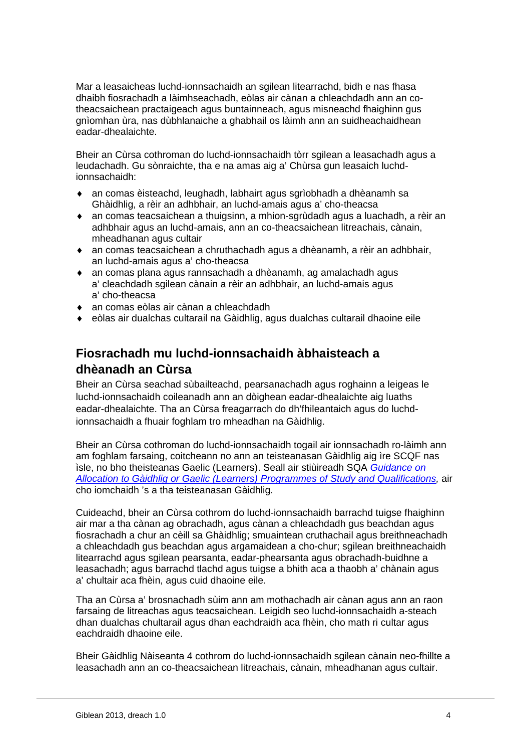Mar a leasaicheas luchd-ionnsachaidh an sgilean litearrachd, bidh e nas fhasa dhaibh fiosrachadh a làimhseachadh, eòlas air cànan a chleachdadh ann an co-theacsaichean practaigeach agus buntainneach, agus misneachd fhaighinn gus gnìomhan ùra, nas dùbhlanaiche a ghabhail os làimh ann an suidheachaidhean eadar-dhealaichte.

Bheir an Cùrsa cothroman do luchd-ionnsachaidh tòrr sgilean a leasachadh agus a leudachadh. Gu sònraichte, tha e na amas aig a' Chùrsa gun leasaich luchd-ionnsachaidh:

- an comas èisteachd, leughadh, labhairt agus sgrìobhadh a dhèanamh sa Ghàidhlig, a rèir an adhbhair, an luchd-amais agus a' cho-theacsa
- an comas teacsaichean a thuigsinn, a mhion-sgrùdadh agus a luachadh, a rèir an adhbhair agus an luchd-amais, ann an co-theacsaichean litreachais, cànain, mheadhanan agus cultair
- an comas teacsaichean a chruthachadh agus a dhèanamh, a rèir an adhbhair, an luchd-amais agus a' cho-theacsa
- an comas plana agus rannsachadh a dhèanamh, ag amalachadh agus a' cleachdadh sgilean cànain a rèir an adhbhair, an luchd-amais agus a' cho-theacsa
- an comas eòlas air cànan a chleachdadh
- eòlas air dualchas cultarail na Gàidhlig, agus dualchas cultarail dhaoine eile

## Fiosrachadh mu luchd-ionnsachaidh àbhaisteach a dhèanadh an Cùrsa

Bheir an Cùrsa seachad sùbailteachd, pearsanachadh agus roghainn a leigeas le luchd-ionnsachaidh coileanadh ann an dòighean eadar-dhealaichte aig luaths eadar-dhealaichte. Tha an Cùrsa freagarrach do dh'fhileantaich agus do luchd-ionnsachaidh a fhuair foghlam tro mheadhan na Gàidhlig.

Bheir an Cùrsa cothroman do luchd-ionnsachaidh togail air ionnsachadh ro-làimh ann am foghlam farsaing, coitcheann no ann an teisteanasan Gàidhlig aig ìre SCQF nas ìsle, no bho theisteanas Gaelic (Learners). Seall air stiùireadh SQA *Guidance on Allocation to Gàidhlig or Gaelic (Learners) Programmes of Study and Qualifications,* air cho iomchaidh 's a tha teisteanasan Gàidhlig.

Cuideachd, bheir an Cùrsa cothrom do luchd-ionnsachaidh barrachd tuigse fhaighinn air mar a tha cànan ag obrachadh, agus cànan a chleachdadh gus beachdan agus fiosrachadh a chur an cèill sa Ghàidhlig; smuaintean cruthachail agus breithneachadh a chleachdadh gus beachdan agus argamaidean a cho-chur; sgilean breithneachaidh litearrachd agus sgilean pearsanta, eadar-phearsanta agus obrachadh-buidhne a leasachadh; agus barrachd tlachd agus tuigse a bhith aca a thaobh a' chànain agus a' chultair aca fhèin, agus cuid dhaoine eile.

Tha an Cùrsa a' brosnachadh sùim ann am mothachadh air cànan agus ann an raon farsaing de litreachas agus teacsaichean. Leigidh seo luchd-ionnsachaidh a-steach dhan dualchas chultarail agus dhan eachdraidh aca fhèin, cho math ri cultar agus eachdraidh dhaoine eile.

Bheir Gàidhlig Nàiseanta 4 cothrom do luchd-ionnsachaidh sgilean cànain neo-fhillte a leasachadh ann an co-theacsaichean litreachais, cànain, mheadhanan agus cultair.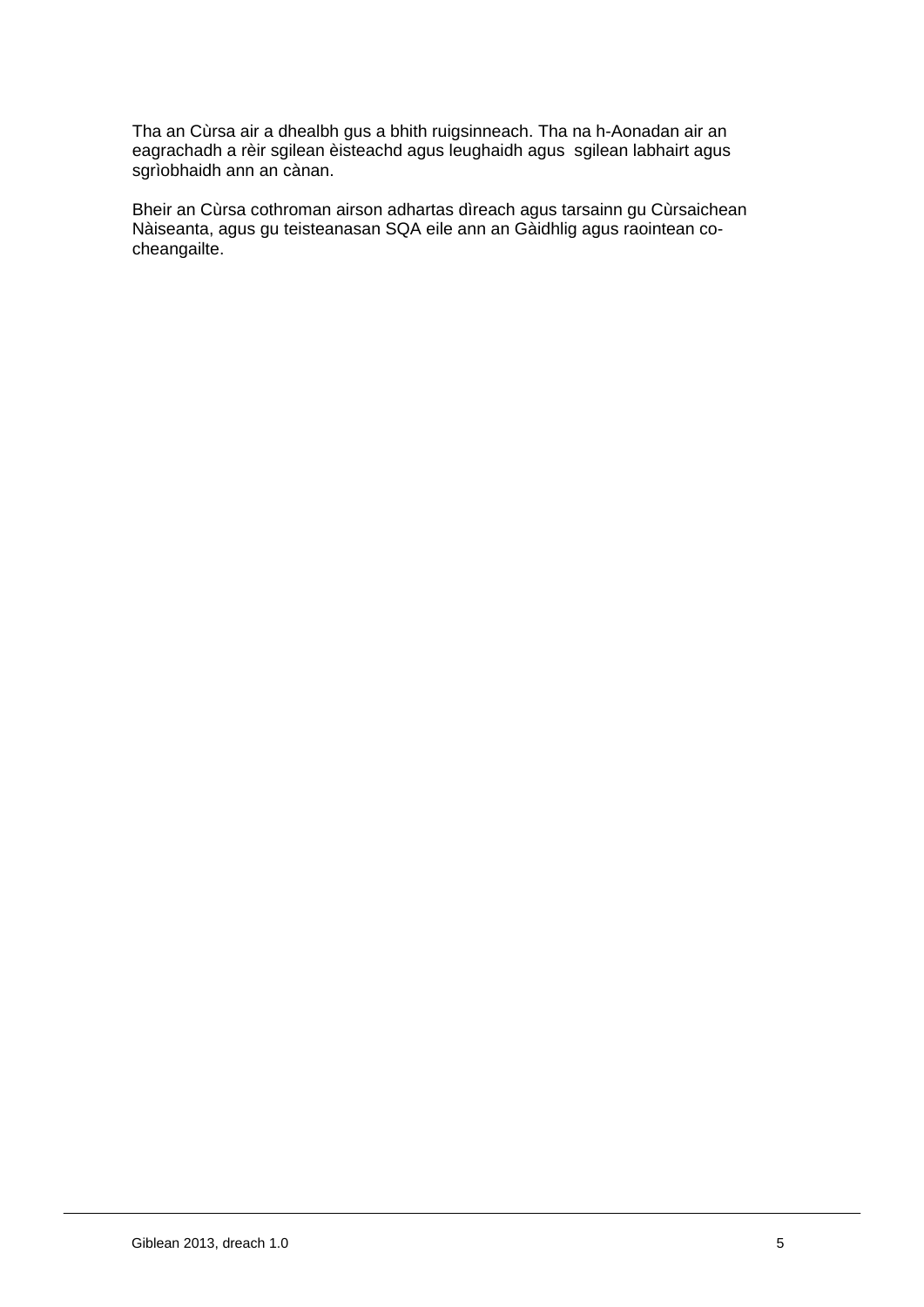Tha an Cùrsa air a dhealbh gus a bhith ruigsinneach. Tha na h-Aonadan air an eagrachadh a rèir sgilean èisteachd agus leughaidh agus sgilean labhairt agus sgrìobhaidh ann an cànan.

Bheir an Cùrsa cothroman airson adhartas dìreach agus tarsainn gu Cùrsaichean Nàiseanta, agus gu teisteanasan SQA eile ann an Gàidhlig agus raointean co-cheangailte.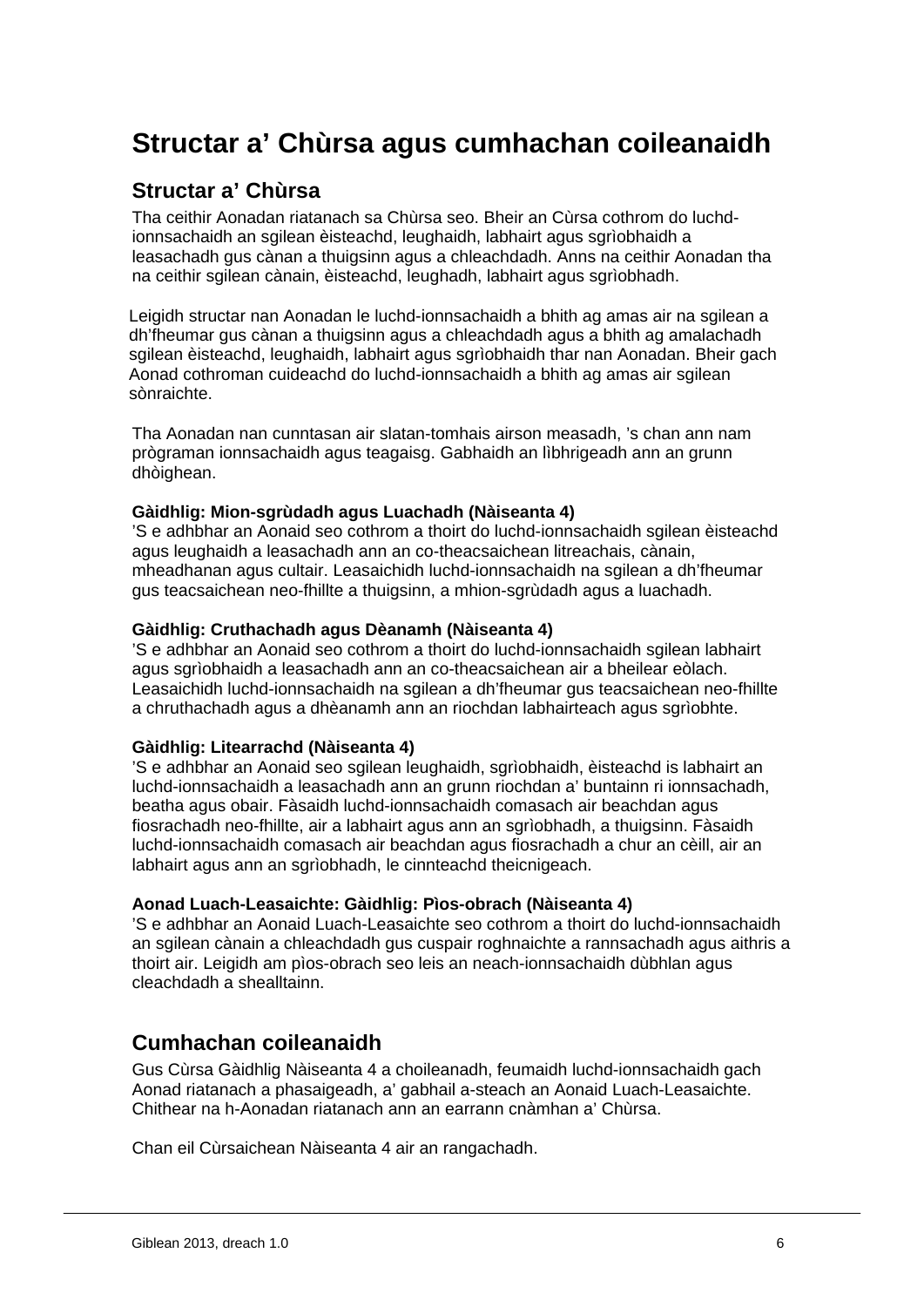# Structar a' Chùrsa agus cumhachan coileanaidh

## Structar a' Chùrsa

Tha ceithir Aonadan riatanach sa Chùrsa seo. Bheir an Cùrsa cothrom do luchd-ionnsachaidh an sgilean èisteachd, leughaidh, labhairt agus sgrìobhaidh a leasachadh gus cànan a thuigsinn agus a chleachdadh. Anns na ceithir Aonadan tha na ceithir sgilean cànain, èisteachd, leughadh, labhairt agus sgrìobhadh.

Leigidh structar nan Aonadan le luchd-ionnsachaidh a bhith ag amas air na sgilean a dh'fheumar gus cànan a thuigsinn agus a chleachdadh agus a bhith ag amalachadh sgilean èisteachd, leughaidh, labhairt agus sgrìobhaidh thar nan Aonadan. Bheir gach Aonad cothroman cuideachd do luchd-ionnsachaidh a bhith ag amas air sgilean sònraichte.

Tha Aonadan nan cunntasan air slatan-tomhais airson measadh, 's chan ann nam prògraman ionnsachaidh agus teagaisg. Gabhaidh an lìbhrigeadh ann an grunn dhòighean.

**Gàidhlig: Mion-sgrùdadh agus Luachadh (Nàiseanta 4)**
'S e adhbhar an Aonaid seo cothrom a thoirt do luchd-ionnsachaidh sgilean èisteachd agus leughaidh a leasachadh ann an co-theacsaichean litreachais, cànain, mheadhanan agus cultair. Leasaichidh luchd-ionnsachaidh na sgilean a dh'fheumar gus teacsaichean neo-fhillte a thuigsinn, a mhion-sgrùdadh agus a luachadh.

**Gàidhlig: Cruthachadh agus Dèanamh (Nàiseanta 4)**
'S e adhbhar an Aonaid seo cothrom a thoirt do luchd-ionnsachaidh sgilean labhairt agus sgrìobhaidh a leasachadh ann an co-theacsaichean air a bheilear eòlach. Leasaichidh luchd-ionnsachaidh na sgilean a dh'fheumar gus teacsaichean neo-fhillte a chruthachadh agus a dhèanamh ann an riochdan labhairteach agus sgrìobhte.

**Gàidhlig: Litearrachd (Nàiseanta 4)**
'S e adhbhar an Aonaid seo sgilean leughaidh, sgrìobhaidh, èisteachd is labhairt an luchd-ionnsachaidh a leasachadh ann an grunn riochdan a' buntainn ri ionnsachadh, beatha agus obair. Fàsaidh luchd-ionnsachaidh comasach air beachdan agus fiosrachadh neo-fhillte, air a labhairt agus ann an sgrìobhadh, a thuigsinn. Fàsaidh luchd-ionnsachaidh comasach air beachdan agus fiosrachadh a chur an cèill, air an labhairt agus ann an sgrìobhadh, le cinnteachd theicnigeach.

**Aonad Luach-Leasaichte: Gàidhlig: Pìos-obrach (Nàiseanta 4)**
'S e adhbhar an Aonaid Luach-Leasaichte seo cothrom a thoirt do luchd-ionnsachaidh an sgilean cànain a chleachdadh gus cuspair roghnaichte a rannsachadh agus aithris a thoirt air. Leigidh am pìos-obrach seo leis an neach-ionnsachaidh dùbhlan agus cleachdadh a shealltainn.

## Cumhachan coileanaidh

Gus Cùrsa Gàidhlig Nàiseanta 4 a choileanadh, feumaidh luchd-ionnsachaidh gach Aonad riatanach a phasaigeadh, a' gabhail a-steach an Aonaid Luach-Leasaichte. Chithear na h-Aonadan riatanach ann an earrann cnàmhan a' Chùrsa.

Chan eil Cùrsaichean Nàiseanta 4 air an rangachadh.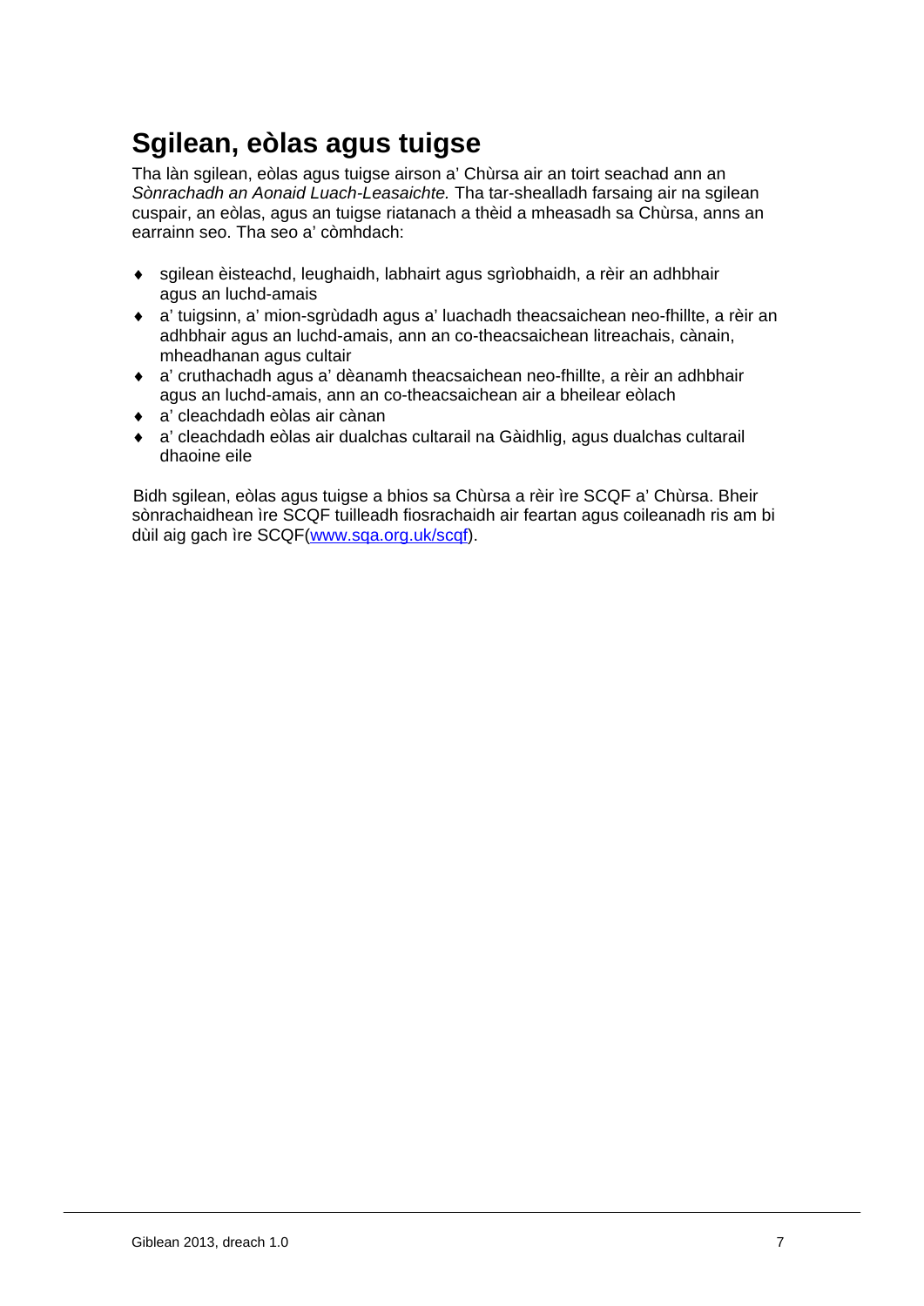# Sgilean, eòlas agus tuigse

Tha làn sgilean, eòlas agus tuigse airson a' Chùrsa air an toirt seachad ann an *Sònrachadh an Aonaid Luach-Leasaichte.* Tha tar-shealladh farsaing air na sgilean cuspair, an eòlas, agus an tuigse riatanach a thèid a mheasadh sa Chùrsa, anns an earrainn seo. Tha seo a' còmhdach:

- sgilean èisteachd, leughaidh, labhairt agus sgrìobhaidh, a rèir an adhbhair agus an luchd-amais
- a' tuigsinn, a' mion-sgrùdadh agus a' luachadh theacsaichean neo-fhillte, a rèir an adhbhair agus an luchd-amais, ann an co-theacsaichean litreachais, cànain, mheadhanan agus cultair
- a' cruthachadh agus a' dèanamh theacsaichean neo-fhillte, a rèir an adhbhair agus an luchd-amais, ann an co-theacsaichean air a bheilear eòlach
- a' cleachdadh eòlas air cànan
- a' cleachdadh eòlas air dualchas cultarail na Gàidhlig, agus dualchas cultarail dhaoine eile

Bidh sgilean, eòlas agus tuigse a bhios sa Chùrsa a rèir ìre SCQF a' Chùrsa. Bheir sònrachaidhean ìre SCQF tuilleadh fiosrachaidh air feartan agus coileanadh ris am bi dùil aig gach ìre SCQF([www.sqa.org.uk/scqf](http://www.sqa.org.uk/scqf)).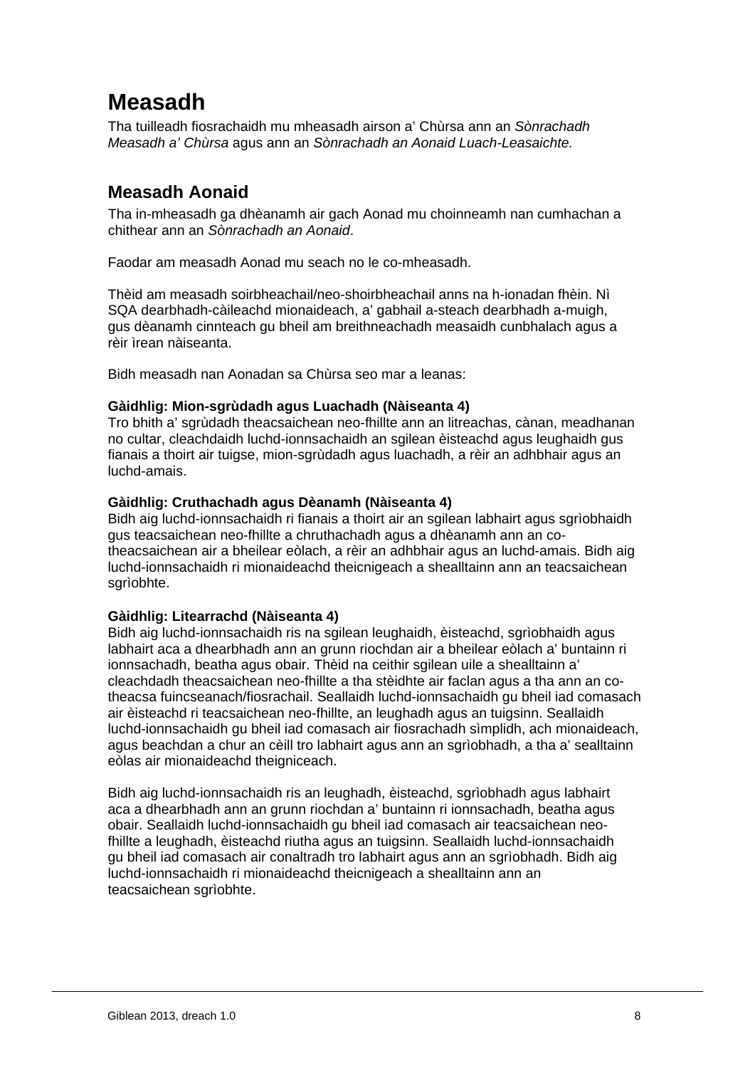# Measadh

Tha tuilleadh fiosrachaidh mu mheasadh airson a' Chùrsa ann an *Sònrachadh Measadh a' Chùrsa* agus ann an *Sònrachadh an Aonaid Luach-Leasaichte.*

## Measadh Aonaid

Tha in-mheasadh ga dhèanamh air gach Aonad mu choinneamh nan cumhachan a chithear ann an *Sònrachadh an Aonaid*.

Faodar am measadh Aonad mu seach no le co-mheasadh.

Thèid am measadh soirbheachail/neo-shoirbheachail anns na h-ionadan fhèin. Nì SQA dearbhadh-càileachd mionaideach, a' gabhail a-steach dearbhadh a-muigh, gus dèanamh cinnteach gu bheil am breithneachadh measaidh cunbhalach agus a rèir ìrean nàiseanta.

Bidh measadh nan Aonadan sa Chùrsa seo mar a leanas:

**Gàidhlig: Mion-sgrùdadh agus Luachadh (Nàiseanta 4)**
Tro bhith a' sgrùdadh theacsaichean neo-fhillte ann an litreachas, cànan, meadhanan no cultar, cleachdaidh luchd-ionnsachaidh an sgilean èisteachd agus leughaidh gus fianais a thoirt air tuigse, mion-sgrùdadh agus luachadh, a rèir an adhbhair agus an luchd-amais.

**Gàidhlig: Cruthachadh agus Dèanamh (Nàiseanta 4)**
Bidh aig luchd-ionnsachaidh ri fianais a thoirt air an sgilean labhairt agus sgrìobhaidh gus teacsaichean neo-fhillte a chruthachadh agus a dhèanamh ann an co-theacsaichean air a bheilear eòlach, a rèir an adhbhair agus an luchd-amais. Bidh aig luchd-ionnsachaidh ri mionaideachd theicnigeach a shealltainn ann an teacsaichean sgrìobhte.

**Gàidhlig: Litearrachd (Nàiseanta 4)**
Bidh aig luchd-ionnsachaidh ris na sgilean leughaidh, èisteachd, sgrìobhaidh agus labhairt aca a dhearbhadh ann an grunn riochdan air a bheilear eòlach a' buntainn ri ionnsachadh, beatha agus obair. Thèid na ceithir sgilean uile a shealltainn a' cleachdadh theacsaichean neo-fhillte a tha stèidhte air faclan agus a tha ann an co-theacsa fuincseanach/fiosrachail. Seallaidh luchd-ionnsachaidh gu bheil iad comasach air èisteachd ri teacsaichean neo-fhillte, an leughadh agus an tuigsinn. Seallaidh luchd-ionnsachaidh gu bheil iad comasach air fiosrachadh sìmplidh, ach mionaideach, agus beachdan a chur an cèill tro labhairt agus ann an sgrìobhadh, a tha a' sealltainn eòlas air mionaideachd theigniceach.

Bidh aig luchd-ionnsachaidh ris an leughadh, èisteachd, sgrìobhadh agus labhairt aca a dhearbhadh ann an grunn riochdan a' buntainn ri ionnsachadh, beatha agus obair. Seallaidh luchd-ionnsachaidh gu bheil iad comasach air teacsaichean neo-fhillte a leughadh, èisteachd riutha agus an tuigsinn. Seallaidh luchd-ionnsachaidh gu bheil iad comasach air conaltradh tro labhairt agus ann an sgrìobhadh. Bidh aig luchd-ionnsachaidh ri mionaideachd theicnigeach a shealltainn ann an teacsaichean sgrìobhte.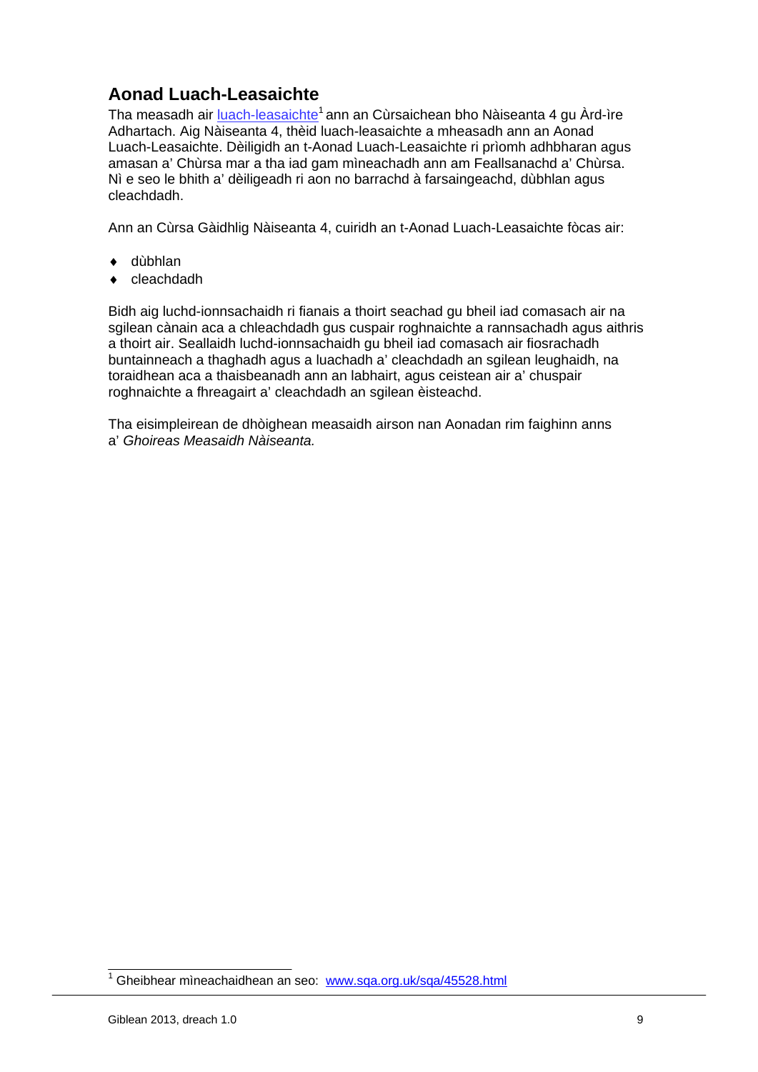## Aonad Luach-Leasaichte

Tha measadh air luach-leasaichte[1] ann an Cùrsaichean bho Nàiseanta 4 gu Àrd-ìre Adhartach. Aig Nàiseanta 4, thèid luach-leasaichte a mheasadh ann an Aonad Luach-Leasaichte. Dèiligidh an t-Aonad Luach-Leasaichte ri prìomh adhbharan agus amasan a' Chùrsa mar a tha iad gam mìneachadh ann am Feallsanachd a' Chùrsa. Nì e seo le bhith a' dèiligeadh ri aon no barrachd à farsaingeachd, dùbhlan agus cleachdadh.

Ann an Cùrsa Gàidhlig Nàiseanta 4, cuiridh an t-Aonad Luach-Leasaichte fòcas air:

- dùbhlan
- cleachdadh

Bidh aig luchd-ionnsachaidh ri fianais a thoirt seachad gu bheil iad comasach air na sgilean cànain aca a chleachdadh gus cuspair roghnaichte a rannsachadh agus aithris a thoirt air. Seallaidh luchd-ionnsachaidh gu bheil iad comasach air fiosrachadh buntainneach a thaghadh agus a luachadh a' cleachdadh an sgilean leughaidh, na toraidhean aca a thaisbeanadh ann an labhairt, agus ceistean air a' chuspair roghnaichte a fhreagairt a' cleachdadh an sgilean èisteachd.

Tha eisimpleirean de dhòighean measaidh airson nan Aonadan rim faighinn anns a' *Ghoireas Measaidh Nàiseanta.*

[1] Gheibhear mìneachaidhean an seo: www.sqa.org.uk/sqa/45528.html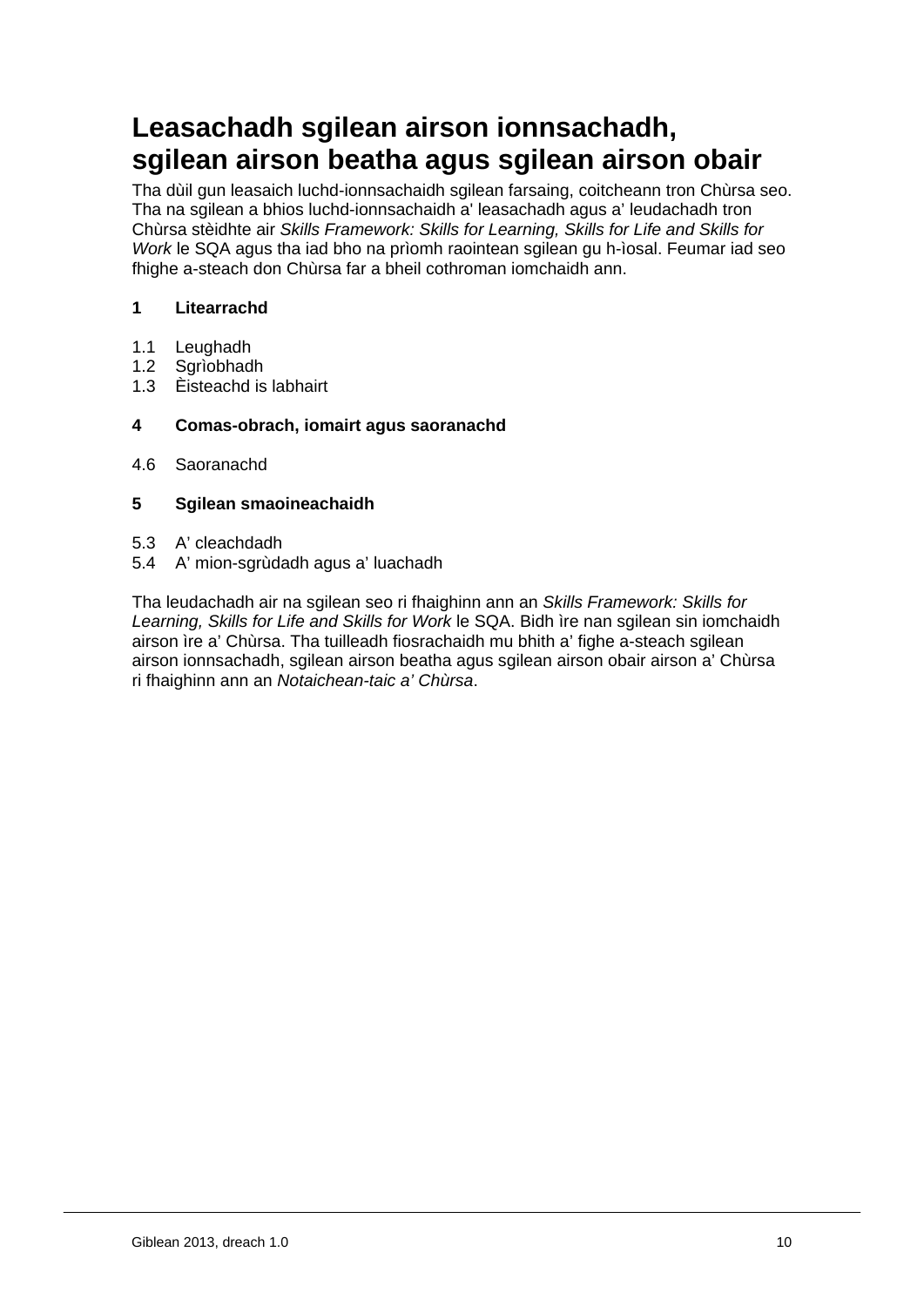# Leasachadh sgilean airson ionnsachadh, sgilean airson beatha agus sgilean airson obair

Tha dùil gun leasaich luchd-ionnsachaidh sgilean farsaing, coitcheann tron Chùrsa seo. Tha na sgilean a bhios luchd-ionnsachaidh a' leasachadh agus a' leudachadh tron Chùrsa stèidhte air *Skills Framework: Skills for Learning, Skills for Life and Skills for Work* le SQA agus tha iad bho na prìomh raointean sgilean gu h-ìosal. Feumar iad seo fhighe a-steach don Chùrsa far a bheil cothroman iomchaidh ann.

**1 Litearrachd**

1.1 Leughadh
1.2 Sgrìobhadh
1.3 Èisteachd is labhairt

**4 Comas-obrach, iomairt agus saoranachd**

4.6 Saoranachd

**5 Sgilean smaoineachaidh**

5.3 A' cleachdadh
5.4 A' mion-sgrùdadh agus a' luachadh

Tha leudachadh air na sgilean seo ri fhaighinn ann an *Skills Framework: Skills for Learning, Skills for Life and Skills for Work* le SQA. Bidh ìre nan sgilean sin iomchaidh airson ìre a' Chùrsa. Tha tuilleadh fiosrachaidh mu bhith a' fighe a-steach sgilean airson ionnsachadh, sgilean airson beatha agus sgilean airson obair airson a' Chùrsa ri fhaighinn ann an *Notaichean-taic a' Chùrsa*.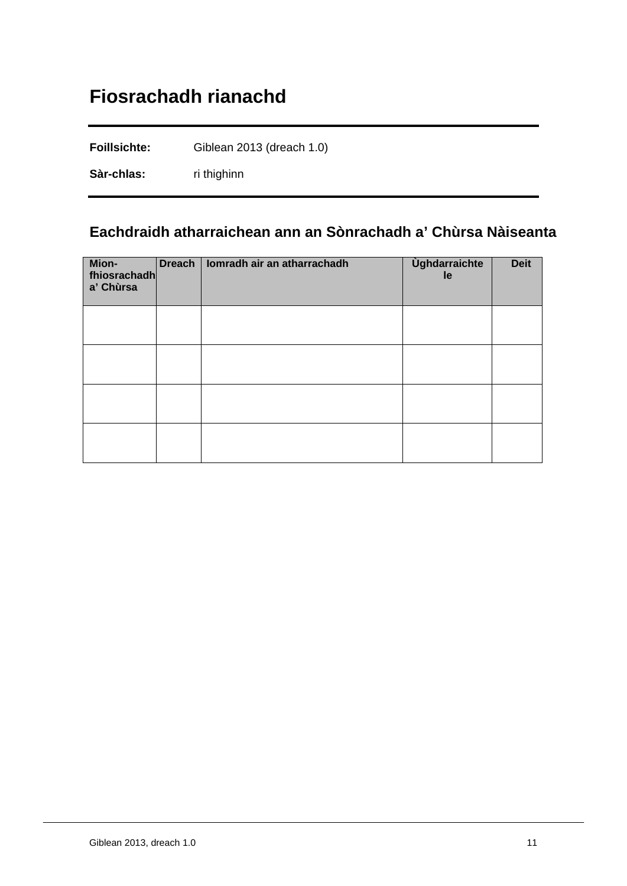# Fiosrachadh rianachd

**Foillsichte:** Giblean 2013 (dreach 1.0)

**Sàr-chlas:** ri thighinn

## Eachdraidh atharraichean ann an Sònrachadh a' Chùrsa Nàiseanta

| Mion-fhiosrachadh a' Chùrsa | Dreach | Iomradh air an atharrachadh | Ùghdarraichte le | Deit |
|---|---|---|---|---|
| | | | | |
| | | | | |
| | | | | |
| | | | | |